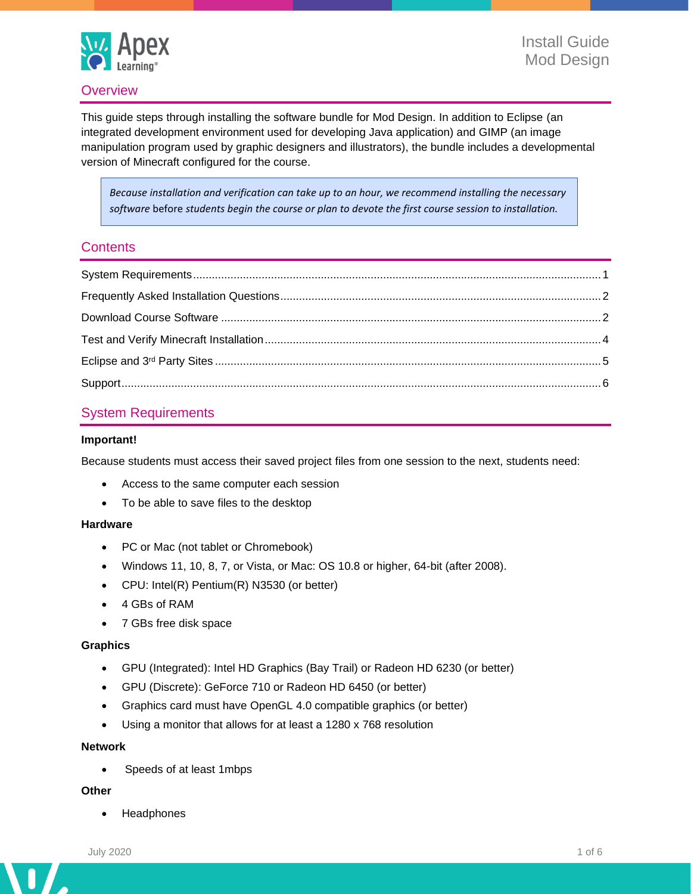Install Guide
Mod Design

## Overview

This guide steps through installing the software bundle for Mod Design. In addition to Eclipse (an integrated development environment used for developing Java application) and GIMP (an image manipulation program used by graphic designers and illustrators), the bundle includes a developmental version of Minecraft configured for the course.

> *Because installation and verification can take up to an hour, we recommend installing the necessary software* before *students begin the course or plan to devote the first course session to installation.*

## Contents

System Requirements ..... 1
Frequently Asked Installation Questions ..... 2
Download Course Software ..... 2
Test and Verify Minecraft Installation ..... 4
Eclipse and 3rd Party Sites ..... 5
Support ..... 6

## System Requirements

**Important!**

Because students must access their saved project files from one session to the next, students need:

- Access to the same computer each session
- To be able to save files to the desktop

**Hardware**

- PC or Mac (not tablet or Chromebook)
- Windows 11, 10, 8, 7, or Vista, or Mac: OS 10.8 or higher, 64-bit (after 2008).
- CPU: Intel(R) Pentium(R) N3530 (or better)
- 4 GBs of RAM
- 7 GBs free disk space

**Graphics**

- GPU (Integrated): Intel HD Graphics (Bay Trail) or Radeon HD 6230 (or better)
- GPU (Discrete): GeForce 710 or Radeon HD 6450 (or better)
- Graphics card must have OpenGL 4.0 compatible graphics (or better)
- Using a monitor that allows for at least a 1280 x 768 resolution

**Network**

- Speeds of at least 1mbps

**Other**

- Headphones

July 2020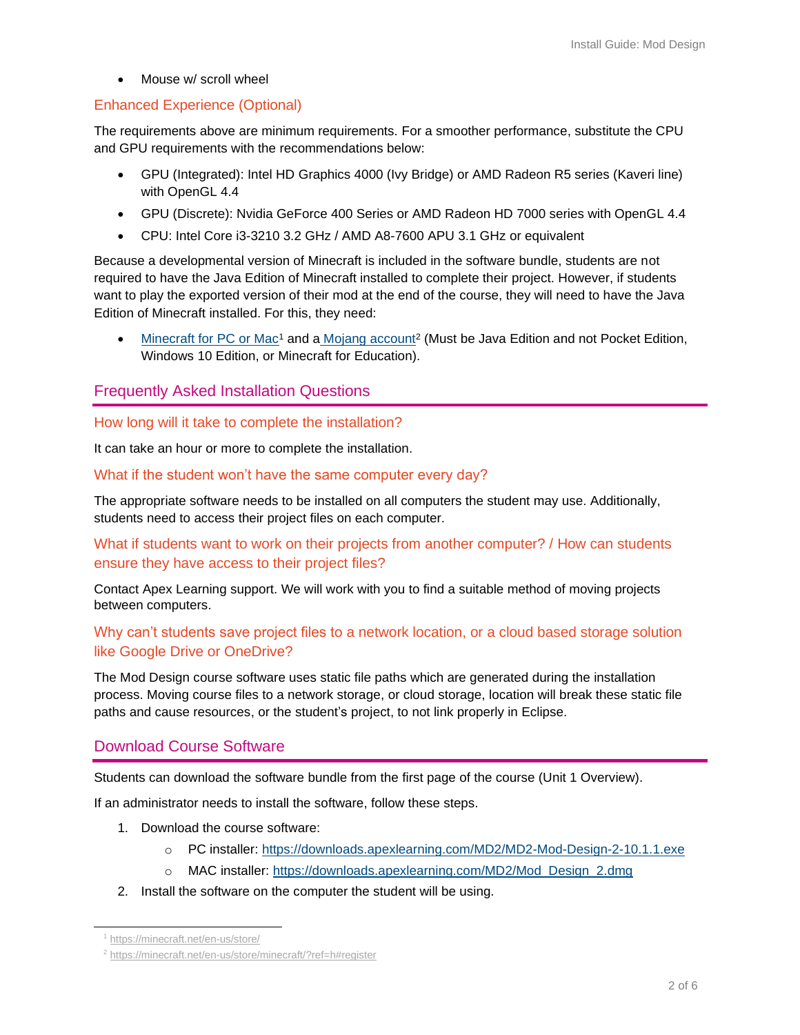- Mouse w/ scroll wheel

### Enhanced Experience (Optional)

The requirements above are minimum requirements. For a smoother performance, substitute the CPU and GPU requirements with the recommendations below:

- GPU (Integrated): Intel HD Graphics 4000 (Ivy Bridge) or AMD Radeon R5 series (Kaveri line) with OpenGL 4.4
- GPU (Discrete): Nvidia GeForce 400 Series or AMD Radeon HD 7000 series with OpenGL 4.4
- CPU: Intel Core i3-3210 3.2 GHz / AMD A8-7600 APU 3.1 GHz or equivalent

Because a developmental version of Minecraft is included in the software bundle, students are not required to have the Java Edition of Minecraft installed to complete their project. However, if students want to play the exported version of their mod at the end of the course, they will need to have the Java Edition of Minecraft installed. For this, they need:

- [Minecraft for PC or Mac](https://minecraft.net/en-us/store/)[1] and a [Mojang account](https://minecraft.net/en-us/store/minecraft/?ref=h#register)[2] (Must be Java Edition and not Pocket Edition, Windows 10 Edition, or Minecraft for Education).

## Frequently Asked Installation Questions

### How long will it take to complete the installation?

It can take an hour or more to complete the installation.

### What if the student won't have the same computer every day?

The appropriate software needs to be installed on all computers the student may use. Additionally, students need to access their project files on each computer.

### What if students want to work on their projects from another computer? / How can students ensure they have access to their project files?

Contact Apex Learning support. We will work with you to find a suitable method of moving projects between computers.

### Why can't students save project files to a network location, or a cloud based storage solution like Google Drive or OneDrive?

The Mod Design course software uses static file paths which are generated during the installation process. Moving course files to a network storage, or cloud storage, location will break these static file paths and cause resources, or the student's project, to not link properly in Eclipse.

## Download Course Software

Students can download the software bundle from the first page of the course (Unit 1 Overview).

If an administrator needs to install the software, follow these steps.

1. Download the course software:
   - PC installer: https://downloads.apexlearning.com/MD2/MD2-Mod-Design-2-10.1.1.exe
   - MAC installer: https://downloads.apexlearning.com/MD2/Mod_Design_2.dmg
2. Install the software on the computer the student will be using.

---

[1] https://minecraft.net/en-us/store/

[2] https://minecraft.net/en-us/store/minecraft/?ref=h#register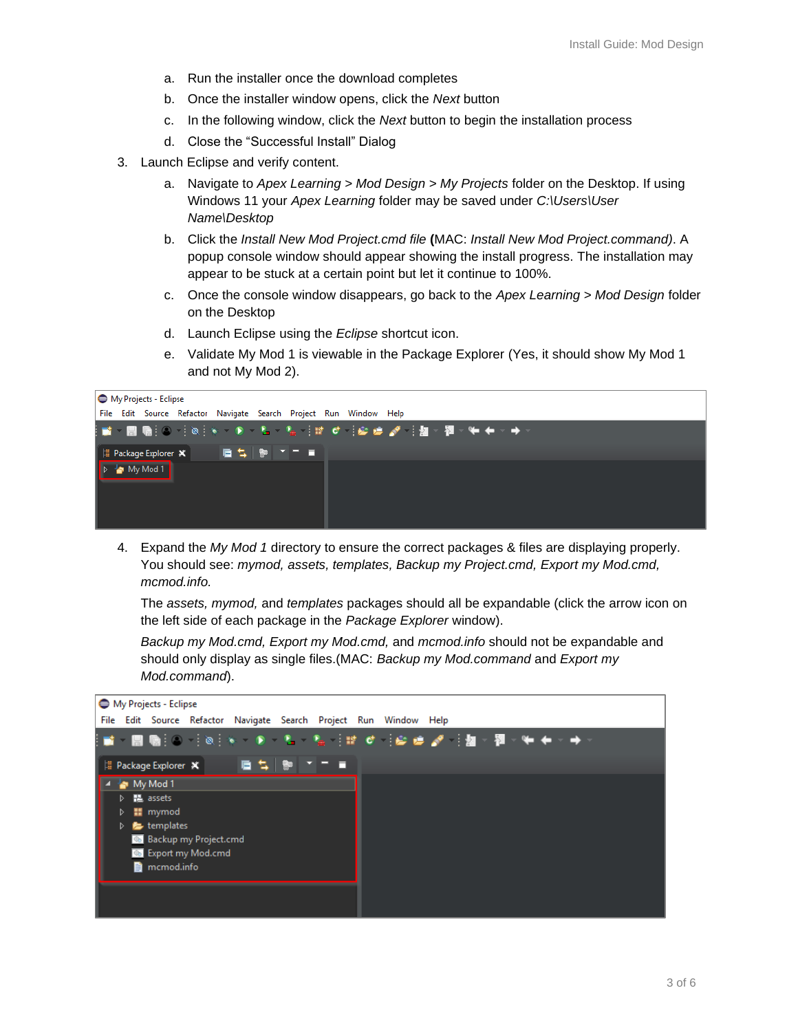a. Run the installer once the download completes
   b. Once the installer window opens, click the *Next* button
   c. In the following window, click the *Next* button to begin the installation process
   d. Close the "Successful Install" Dialog

3. Launch Eclipse and verify content.
   a. Navigate to *Apex Learning* > *Mod Design* > *My Projects* folder on the Desktop. If using Windows 11 your *Apex Learning* folder may be saved under *C:\Users\User Name\Desktop*
   b. Click the *Install New Mod Project.cmd file* **(**MAC: *Install New Mod Project.command)*. A popup console window should appear showing the install progress. The installation may appear to be stuck at a certain point but let it continue to 100%.
   c. Once the console window disappears, go back to the *Apex Learning* > *Mod Design* folder on the Desktop
   d. Launch Eclipse using the *Eclipse* shortcut icon.
   e. Validate My Mod 1 is viewable in the Package Explorer (Yes, it should show My Mod 1 and not My Mod 2).

4. Expand the *My Mod 1* directory to ensure the correct packages & files are displaying properly. You should see: *mymod, assets, templates, Backup my Project.cmd, Export my Mod.cmd, mcmod.info.*

   The *assets, mymod,* and *templates* packages should all be expandable (click the arrow icon on the left side of each package in the *Package Explorer* window).

   *Backup my Mod.cmd, Export my Mod.cmd,* and *mcmod.info* should not be expandable and should only display as single files.(MAC: *Backup my Mod.command* and *Export my Mod.command*).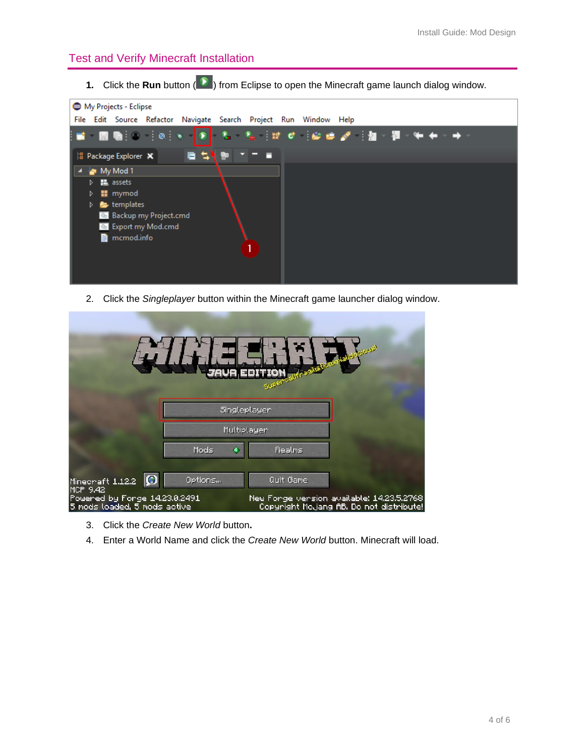## Test and Verify Minecraft Installation

1. Click the **Run** button ( ) from Eclipse to open the Minecraft game launch dialog window.

2. Click the *Singleplayer* button within the Minecraft game launcher dialog window.

3. Click the *Create New World* button.
4. Enter a World Name and click the *Create New World* button. Minecraft will load.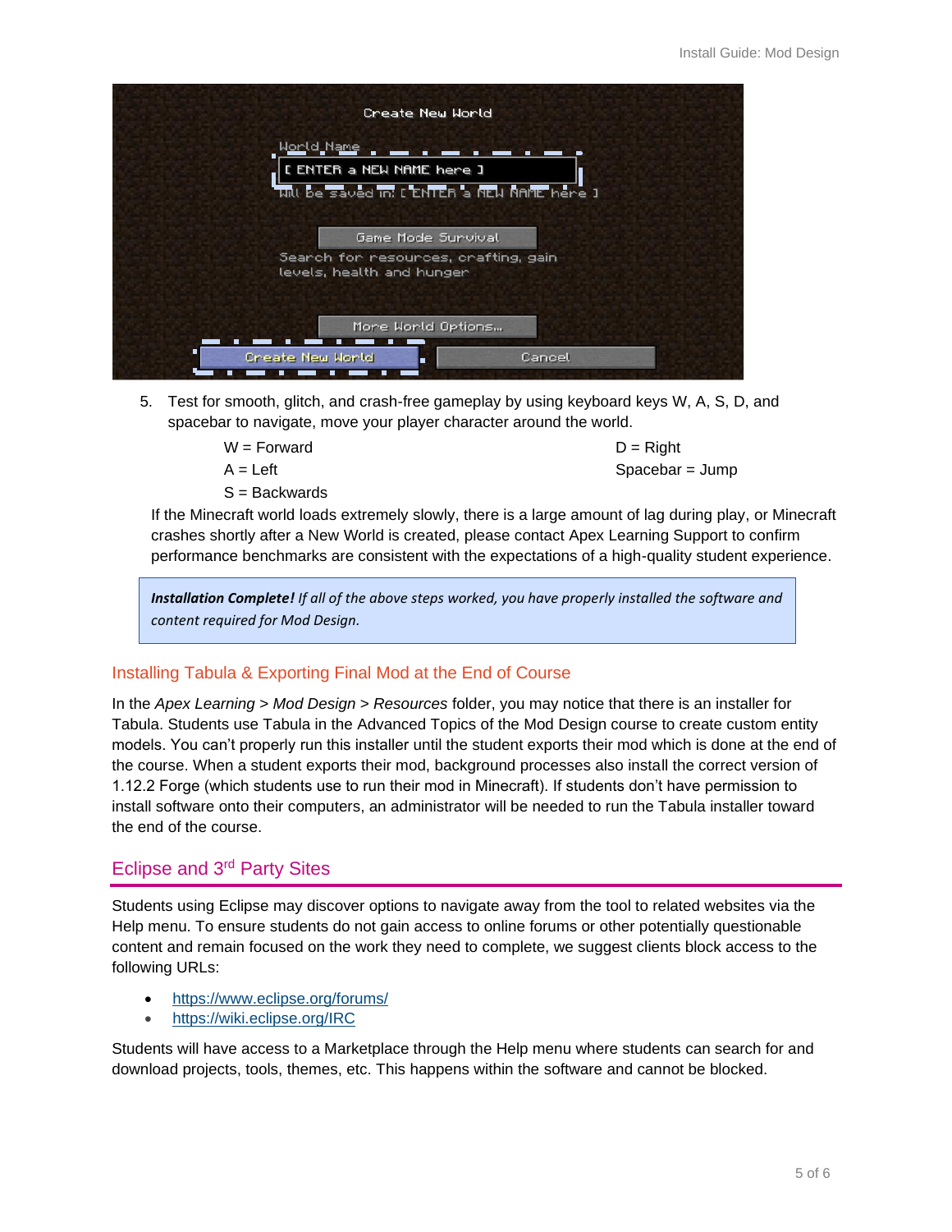5. Test for smooth, glitch, and crash-free gameplay by using keyboard keys W, A, S, D, and spacebar to navigate, move your player character around the world.

   W = Forward
   A = Left
   S = Backwards
   D = Right
   Spacebar = Jump

   If the Minecraft world loads extremely slowly, there is a large amount of lag during play, or Minecraft crashes shortly after a New World is created, please contact Apex Learning Support to confirm performance benchmarks are consistent with the expectations of a high-quality student experience.

> ***Installation Complete!*** *If all of the above steps worked, you have properly installed the software and content required for Mod Design.*

### Installing Tabula & Exporting Final Mod at the End of Course

In the *Apex Learning* > *Mod Design* > *Resources* folder, you may notice that there is an installer for Tabula. Students use Tabula in the Advanced Topics of the Mod Design course to create custom entity models. You can't properly run this installer until the student exports their mod which is done at the end of the course. When a student exports their mod, background processes also install the correct version of 1.12.2 Forge (which students use to run their mod in Minecraft). If students don't have permission to install software onto their computers, an administrator will be needed to run the Tabula installer toward the end of the course.

## Eclipse and 3rd Party Sites

Students using Eclipse may discover options to navigate away from the tool to related websites via the Help menu. To ensure students do not gain access to online forums or other potentially questionable content and remain focused on the work they need to complete, we suggest clients block access to the following URLs:

- https://www.eclipse.org/forums/
- https://wiki.eclipse.org/IRC

Students will have access to a Marketplace through the Help menu where students can search for and download projects, tools, themes, etc. This happens within the software and cannot be blocked.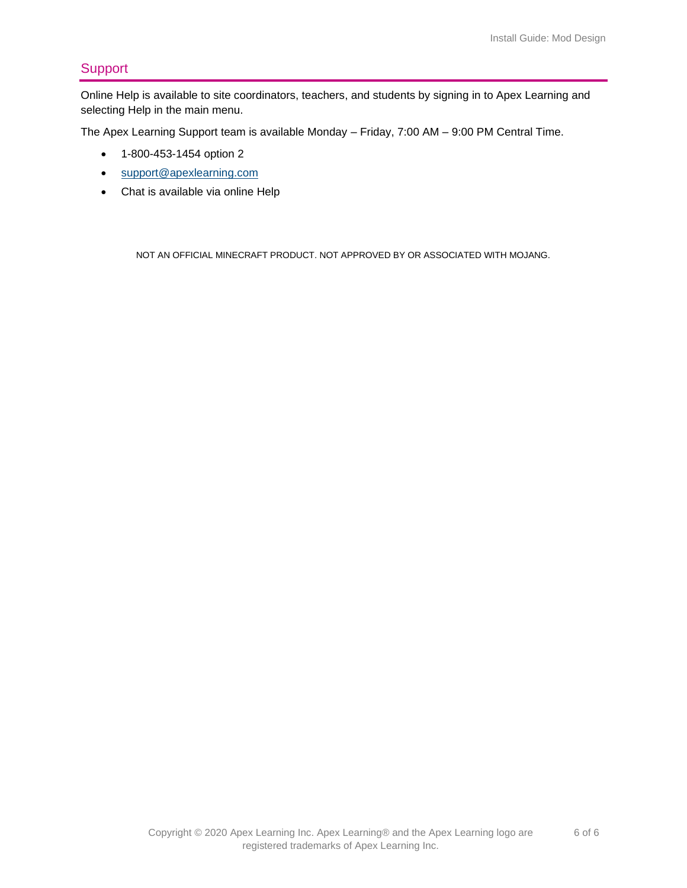## Support

Online Help is available to site coordinators, teachers, and students by signing in to Apex Learning and selecting Help in the main menu.

The Apex Learning Support team is available Monday – Friday, 7:00 AM – 9:00 PM Central Time.

- 1-800-453-1454 option 2
- support@apexlearning.com
- Chat is available via online Help

NOT AN OFFICIAL MINECRAFT PRODUCT. NOT APPROVED BY OR ASSOCIATED WITH MOJANG.

Copyright © 2020 Apex Learning Inc. Apex Learning® and the Apex Learning logo are registered trademarks of Apex Learning Inc.